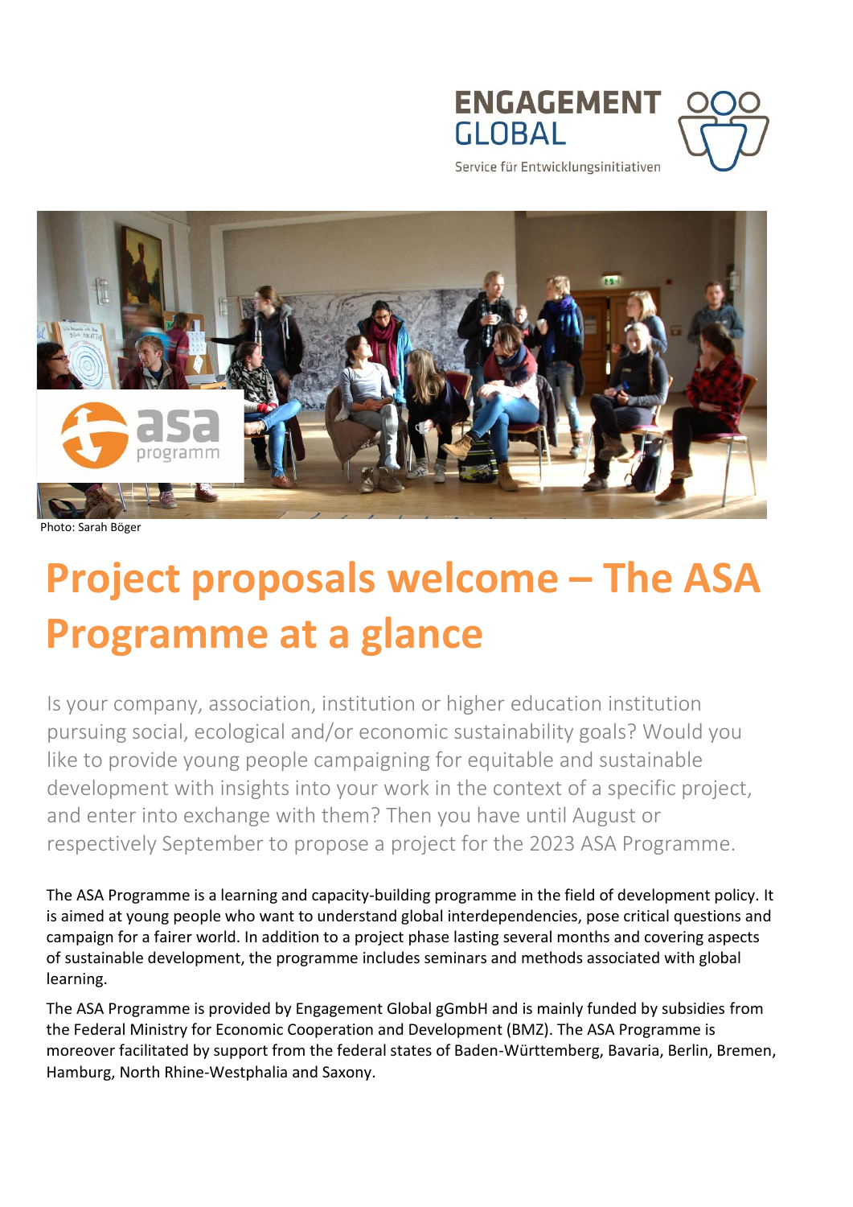ENGAGEMENT GLOBAL

Service für Entwicklungsinitiativen

Photo: Sarah Böger

# Project proposals welcome – The ASA Programme at a glance

Is your company, association, institution or higher education institution pursuing social, ecological and/or economic sustainability goals? Would you like to provide young people campaigning for equitable and sustainable development with insights into your work in the context of a specific project, and enter into exchange with them? Then you have until August or respectively September to propose a project for the 2023 ASA Programme.

The ASA Programme is a learning and capacity-building programme in the field of development policy. It is aimed at young people who want to understand global interdependencies, pose critical questions and campaign for a fairer world. In addition to a project phase lasting several months and covering aspects of sustainable development, the programme includes seminars and methods associated with global learning.

The ASA Programme is provided by Engagement Global gGmbH and is mainly funded by subsidies from the Federal Ministry for Economic Cooperation and Development (BMZ). The ASA Programme is moreover facilitated by support from the federal states of Baden-Württemberg, Bavaria, Berlin, Bremen, Hamburg, North Rhine-Westphalia and Saxony.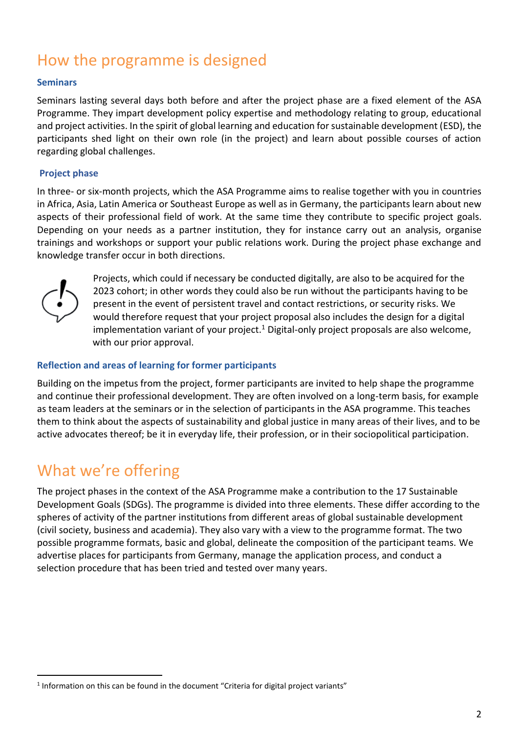## How the programme is designed

### Seminars

Seminars lasting several days both before and after the project phase are a fixed element of the ASA Programme. They impart development policy expertise and methodology relating to group, educational and project activities. In the spirit of global learning and education for sustainable development (ESD), the participants shed light on their own role (in the project) and learn about possible courses of action regarding global challenges.

### Project phase

In three- or six-month projects, which the ASA Programme aims to realise together with you in countries in Africa, Asia, Latin America or Southeast Europe as well as in Germany, the participants learn about new aspects of their professional field of work. At the same time they contribute to specific project goals. Depending on your needs as a partner institution, they for instance carry out an analysis, organise trainings and workshops or support your public relations work. During the project phase exchange and knowledge transfer occur in both directions.

Projects, which could if necessary be conducted digitally, are also to be acquired for the 2023 cohort; in other words they could also be run without the participants having to be present in the event of persistent travel and contact restrictions, or security risks. We would therefore request that your project proposal also includes the design for a digital implementation variant of your project.[1] Digital-only project proposals are also welcome, with our prior approval.

### Reflection and areas of learning for former participants

Building on the impetus from the project, former participants are invited to help shape the programme and continue their professional development. They are often involved on a long-term basis, for example as team leaders at the seminars or in the selection of participants in the ASA programme. This teaches them to think about the aspects of sustainability and global justice in many areas of their lives, and to be active advocates thereof; be it in everyday life, their profession, or in their sociopolitical participation.

## What we're offering

The project phases in the context of the ASA Programme make a contribution to the 17 Sustainable Development Goals (SDGs). The programme is divided into three elements. These differ according to the spheres of activity of the partner institutions from different areas of global sustainable development (civil society, business and academia). They also vary with a view to the programme format. The two possible programme formats, basic and global, delineate the composition of the participant teams. We advertise places for participants from Germany, manage the application process, and conduct a selection procedure that has been tried and tested over many years.

[1] Information on this can be found in the document "Criteria for digital project variants"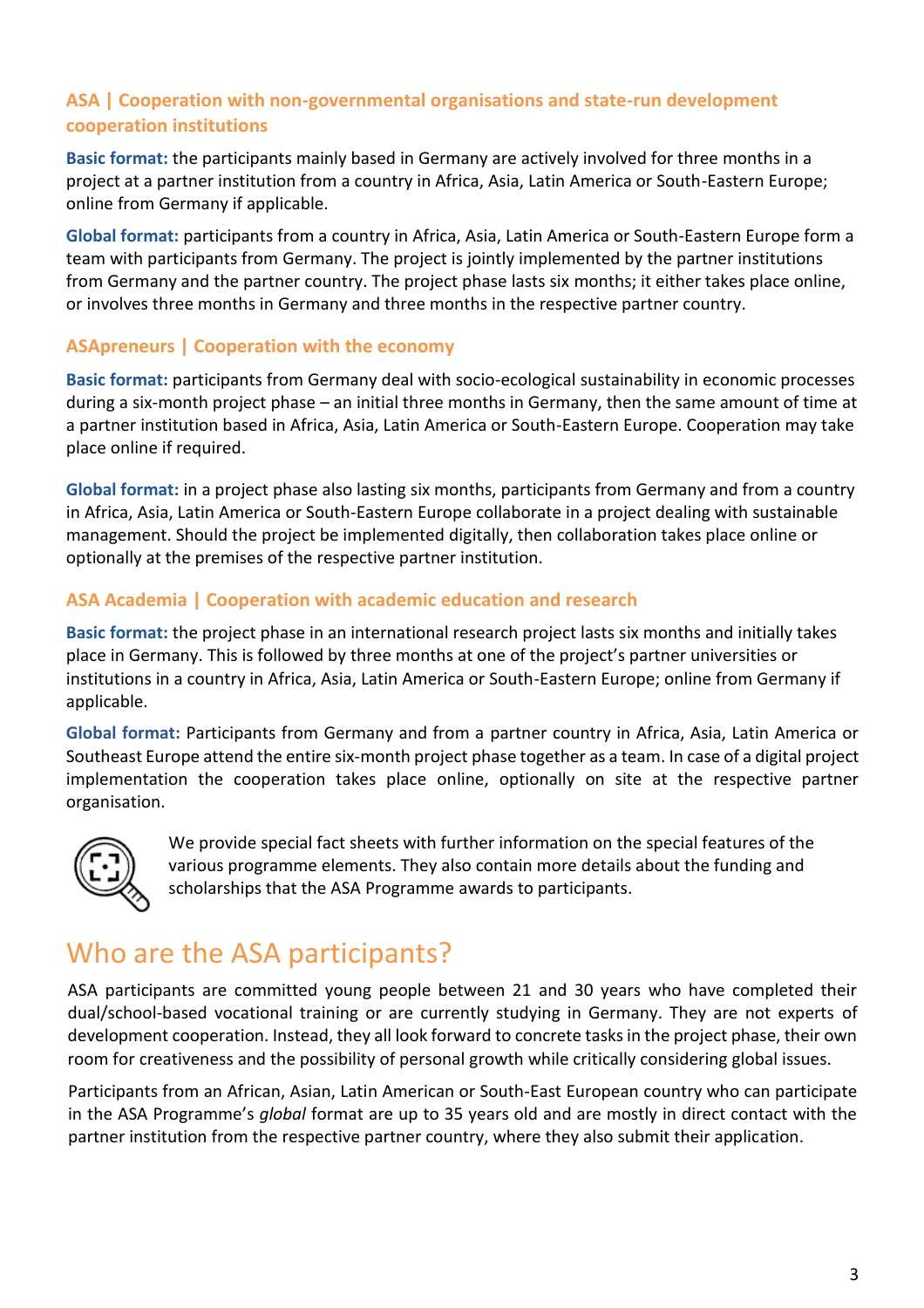### ASA | Cooperation with non-governmental organisations and state-run development cooperation institutions

**Basic format:** the participants mainly based in Germany are actively involved for three months in a project at a partner institution from a country in Africa, Asia, Latin America or South-Eastern Europe; online from Germany if applicable.

**Global format:** participants from a country in Africa, Asia, Latin America or South-Eastern Europe form a team with participants from Germany. The project is jointly implemented by the partner institutions from Germany and the partner country. The project phase lasts six months; it either takes place online, or involves three months in Germany and three months in the respective partner country.

### ASApreneurs | Cooperation with the economy

**Basic format:** participants from Germany deal with socio-ecological sustainability in economic processes during a six-month project phase – an initial three months in Germany, then the same amount of time at a partner institution based in Africa, Asia, Latin America or South-Eastern Europe. Cooperation may take place online if required.

**Global format:** in a project phase also lasting six months, participants from Germany and from a country in Africa, Asia, Latin America or South-Eastern Europe collaborate in a project dealing with sustainable management. Should the project be implemented digitally, then collaboration takes place online or optionally at the premises of the respective partner institution.

### ASA Academia | Cooperation with academic education and research

**Basic format:** the project phase in an international research project lasts six months and initially takes place in Germany. This is followed by three months at one of the project's partner universities or institutions in a country in Africa, Asia, Latin America or South-Eastern Europe; online from Germany if applicable.

**Global format:** Participants from Germany and from a partner country in Africa, Asia, Latin America or Southeast Europe attend the entire six-month project phase together as a team. In case of a digital project implementation the cooperation takes place online, optionally on site at the respective partner organisation.

We provide special fact sheets with further information on the special features of the various programme elements. They also contain more details about the funding and scholarships that the ASA Programme awards to participants.

## Who are the ASA participants?

ASA participants are committed young people between 21 and 30 years who have completed their dual/school-based vocational training or are currently studying in Germany. They are not experts of development cooperation. Instead, they all look forward to concrete tasks in the project phase, their own room for creativeness and the possibility of personal growth while critically considering global issues.

Participants from an African, Asian, Latin American or South-East European country who can participate in the ASA Programme's *global* format are up to 35 years old and are mostly in direct contact with the partner institution from the respective partner country, where they also submit their application.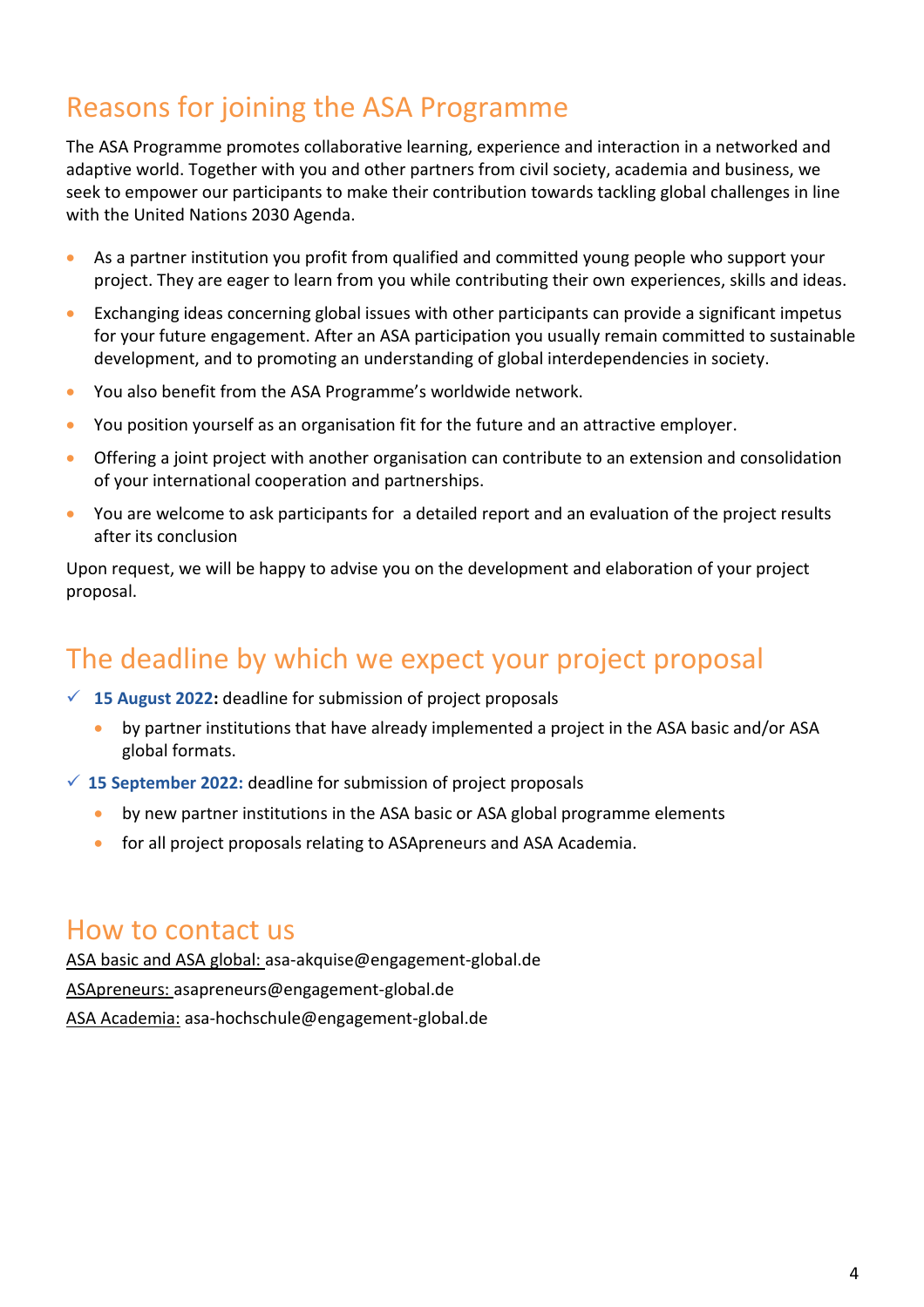## Reasons for joining the ASA Programme

The ASA Programme promotes collaborative learning, experience and interaction in a networked and adaptive world. Together with you and other partners from civil society, academia and business, we seek to empower our participants to make their contribution towards tackling global challenges in line with the United Nations 2030 Agenda.

- As a partner institution you profit from qualified and committed young people who support your project. They are eager to learn from you while contributing their own experiences, skills and ideas.
- Exchanging ideas concerning global issues with other participants can provide a significant impetus for your future engagement. After an ASA participation you usually remain committed to sustainable development, and to promoting an understanding of global interdependencies in society.
- You also benefit from the ASA Programme's worldwide network.
- You position yourself as an organisation fit for the future and an attractive employer.
- Offering a joint project with another organisation can contribute to an extension and consolidation of your international cooperation and partnerships.
- You are welcome to ask participants for a detailed report and an evaluation of the project results after its conclusion

Upon request, we will be happy to advise you on the development and elaboration of your project proposal.

## The deadline by which we expect your project proposal

- ✓ **15 August 2022:** deadline for submission of project proposals
  - by partner institutions that have already implemented a project in the ASA basic and/or ASA global formats.
- ✓ **15 September 2022:** deadline for submission of project proposals
  - by new partner institutions in the ASA basic or ASA global programme elements
  - for all project proposals relating to ASApreneurs and ASA Academia.

## How to contact us

ASA basic and ASA global: asa-akquise@engagement-global.de

ASApreneurs: asapreneurs@engagement-global.de

ASA Academia: asa-hochschule@engagement-global.de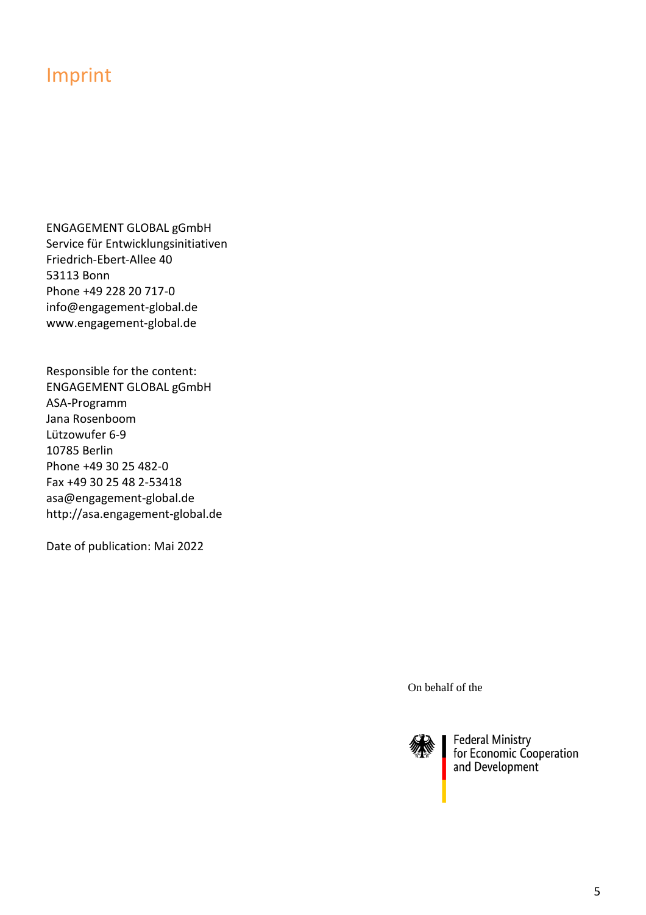# Imprint

ENGAGEMENT GLOBAL gGmbH
Service für Entwicklungsinitiativen
Friedrich-Ebert-Allee 40
53113 Bonn
Phone +49 228 20 717-0
info@engagement-global.de
www.engagement-global.de

Responsible for the content:
ENGAGEMENT GLOBAL gGmbH
ASA-Programm
Jana Rosenboom
Lützowufer 6-9
10785 Berlin
Phone +49 30 25 482-0
Fax +49 30 25 48 2-53418
asa@engagement-global.de
http://asa.engagement-global.de

Date of publication: Mai 2022

On behalf of the

Federal Ministry
for Economic Cooperation
and Development